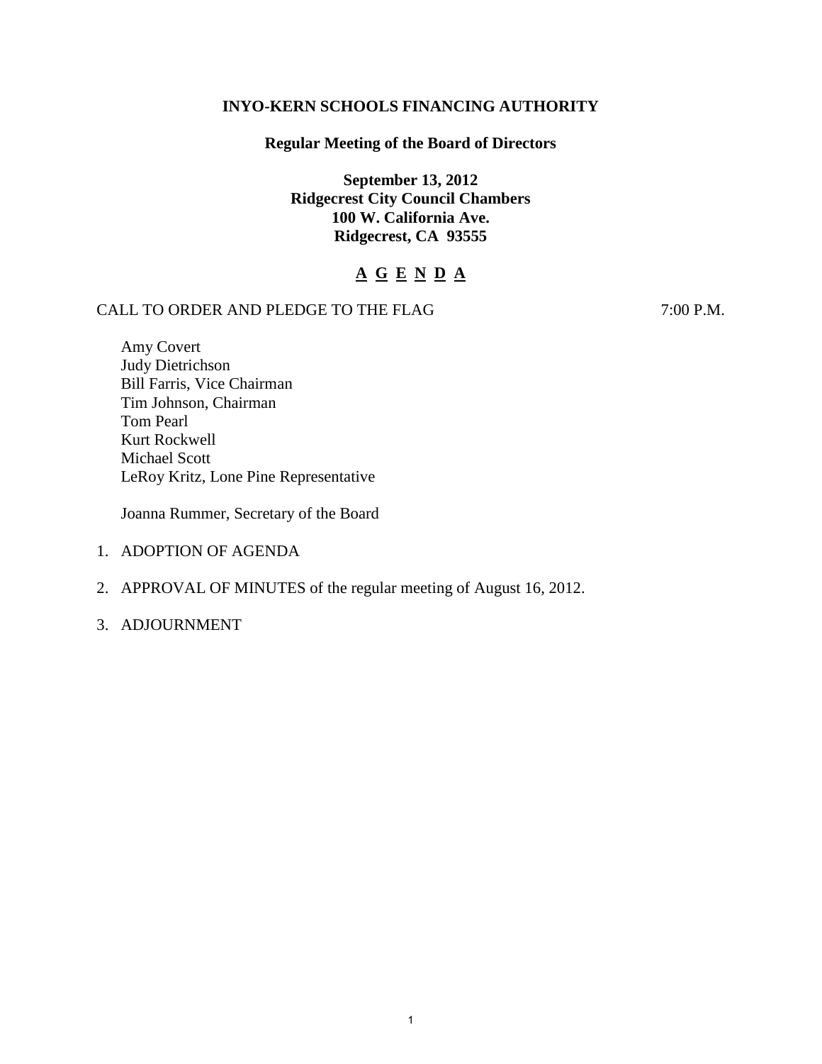# INYO-KERN SCHOOLS FINANCING AUTHORITY

## Regular Meeting of the Board of Directors

**September 13, 2012**
**Ridgecrest City Council Chambers**
**100 W. California Ave.**
**Ridgecrest, CA 93555**

## A G E N D A

CALL TO ORDER AND PLEDGE TO THE FLAG 7:00 P.M.

Amy Covert
Judy Dietrichson
Bill Farris, Vice Chairman
Tim Johnson, Chairman
Tom Pearl
Kurt Rockwell
Michael Scott
LeRoy Kritz, Lone Pine Representative

Joanna Rummer, Secretary of the Board

1. ADOPTION OF AGENDA
2. APPROVAL OF MINUTES of the regular meeting of August 16, 2012.
3. ADJOURNMENT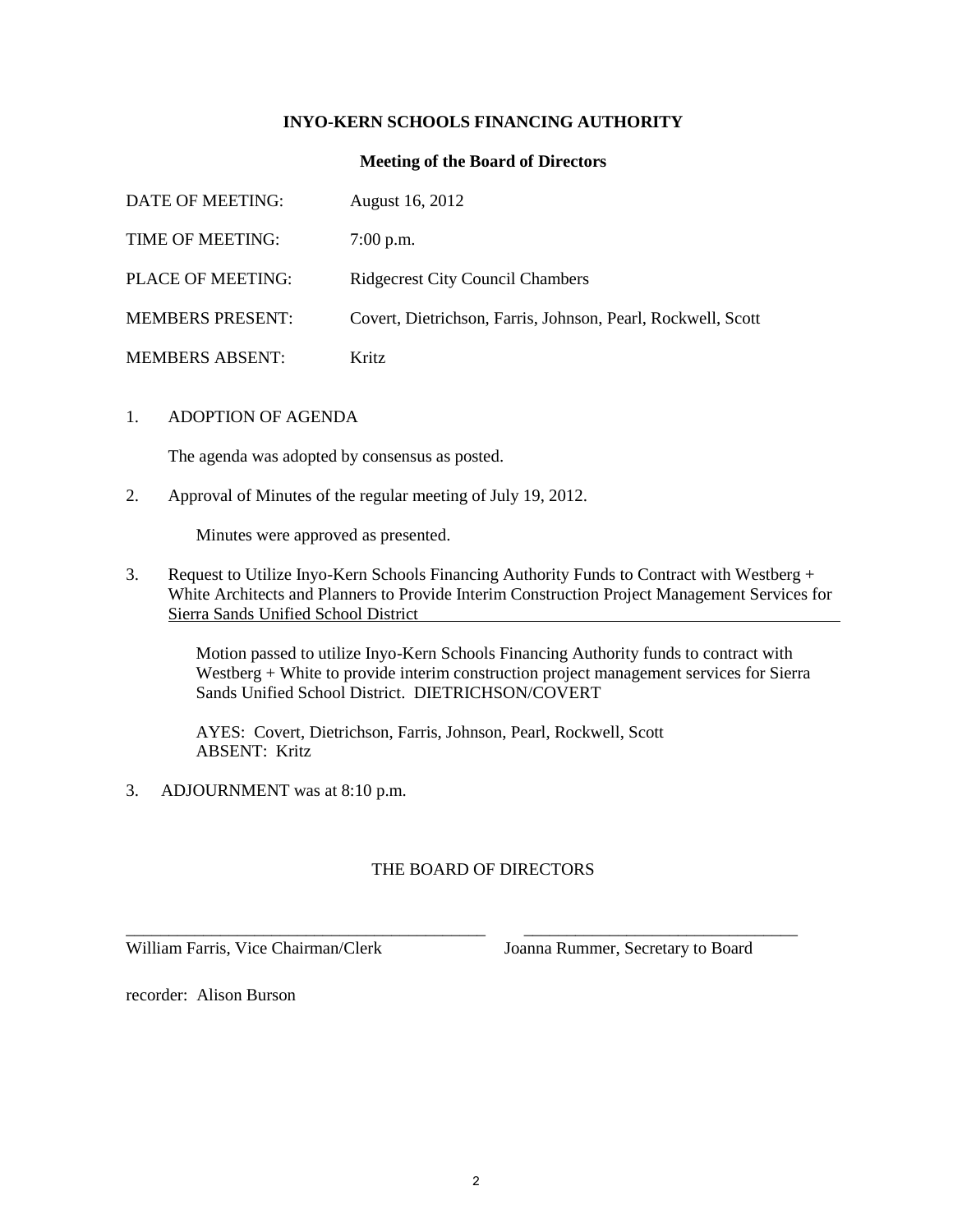**INYO-KERN SCHOOLS FINANCING AUTHORITY**

**Meeting of the Board of Directors**

| | |
|---|---|
| DATE OF MEETING: | August 16, 2012 |
| TIME OF MEETING: | 7:00 p.m. |
| PLACE OF MEETING: | Ridgecrest City Council Chambers |
| MEMBERS PRESENT: | Covert, Dietrichson, Farris, Johnson, Pearl, Rockwell, Scott |
| MEMBERS ABSENT: | Kritz |

1. ADOPTION OF AGENDA

   The agenda was adopted by consensus as posted.

2. Approval of Minutes of the regular meeting of July 19, 2012.

   Minutes were approved as presented.

3. Request to Utilize Inyo-Kern Schools Financing Authority Funds to Contract with Westberg + White Architects and Planners to Provide Interim Construction Project Management Services for Sierra Sands Unified School District

   Motion passed to utilize Inyo-Kern Schools Financing Authority funds to contract with Westberg + White to provide interim construction project management services for Sierra Sands Unified School District. DIETRICHSON/COVERT

   AYES: Covert, Dietrichson, Farris, Johnson, Pearl, Rockwell, Scott
   ABSENT: Kritz

3. ADJOURNMENT was at 8:10 p.m.

THE BOARD OF DIRECTORS

\_\_\_\_\_\_\_\_\_\_\_\_\_\_\_\_\_\_\_\_\_\_\_\_\_\_\_\_\_\_\_\_\_\_\_\_\_\_\_\_
William Farris, Vice Chairman/Clerk

\_\_\_\_\_\_\_\_\_\_\_\_\_\_\_\_\_\_\_\_\_\_\_\_\_\_\_\_\_\_\_\_\_\_\_\_\_\_\_\_
Joanna Rummer, Secretary to Board

recorder: Alison Burson